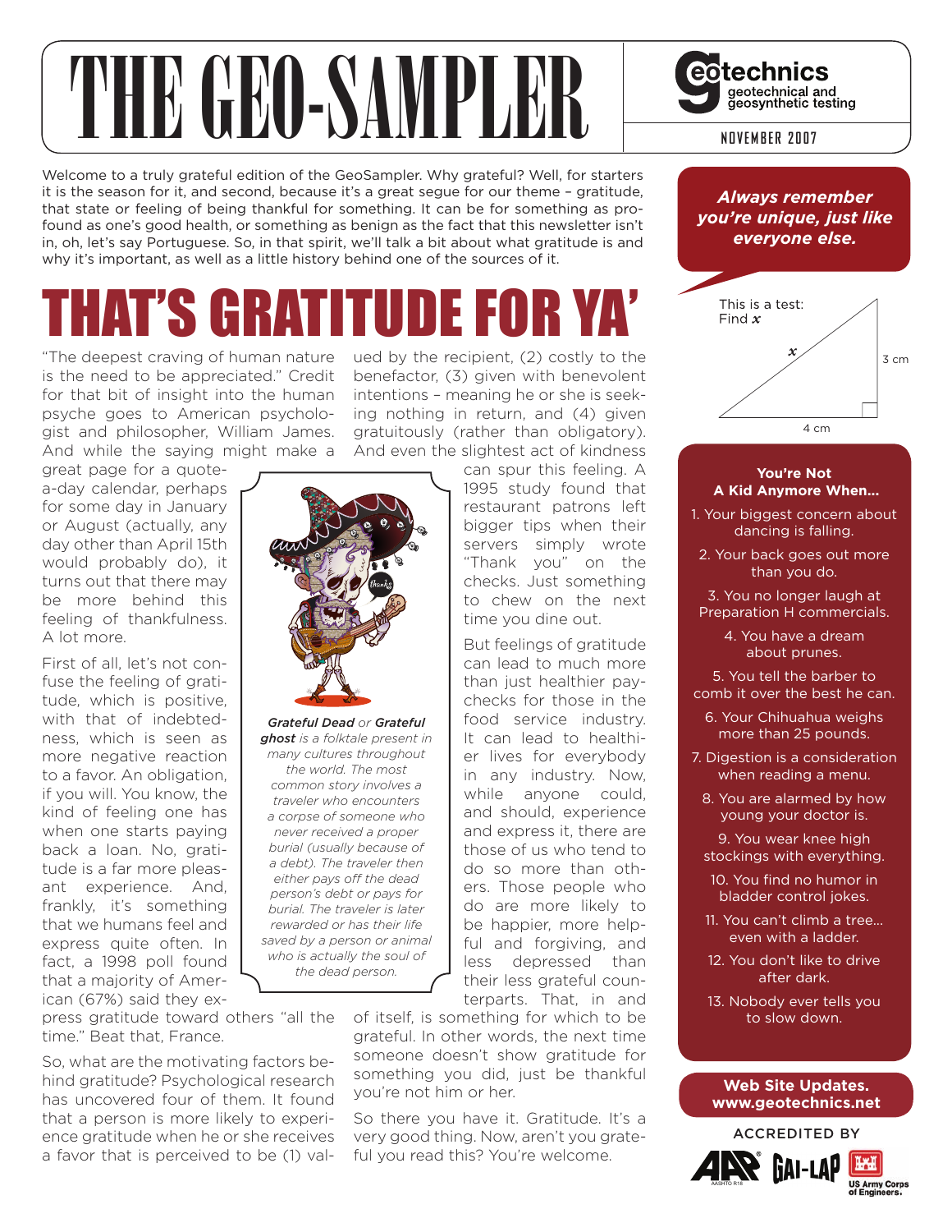# THE GEO-SAMPLER

**geotechnics** geotechnical and geosynthetic testing

NOVEMBER 2007

Welcome to a truly grateful edition of the GeoSampler. Why grateful? Well, for starters it is the season for it, and second, because it's a great segue for our theme – gratitude, that state or feeling of being thankful for something. It can be for something as profound as one's good health, or something as benign as the fact that this newsletter isn't in, oh, let's say Portuguese. So, in that spirit, we'll talk a bit about what gratitude is and why it's important, as well as a little history behind one of the sources of it.

## THAT'S GRATITUDE FOR YA'

"The deepest craving of human nature is the need to be appreciated." Credit for that bit of insight into the human psyche goes to American psychologist and philosopher, William James. And while the saying might make a great page for a quote-a-day calendar, perhaps for some day in January or August (actually, any day other than April 15th would probably do), it turns out that there may be more behind this feeling of thankfulness. A lot more.

First of all, let's not confuse the feeling of gratitude, which is positive, with that of indebtedness, which is seen as more negative reaction to a favor. An obligation, if you will. You know, the kind of feeling one has when one starts paying back a loan. No, gratitude is a far more pleasant experience. And, frankly, it's something that we humans feel and express quite often. In fact, a 1998 poll found that a majority of American (67%) said they express gratitude toward others "all the time." Beat that, France.

So, what are the motivating factors behind gratitude? Psychological research has uncovered four of them. It found that a person is more likely to experience gratitude when he or she receives a favor that is perceived to be (1) valued by the recipient, (2) costly to the benefactor, (3) given with benevolent intentions – meaning he or she is seeking nothing in return, and (4) given gratuitously (rather than obligatory). And even the slightest act of kindness can spur this feeling. A 1995 study found that restaurant patrons left bigger tips when their servers simply wrote "Thank you" on the checks. Just something to chew on the next time you dine out.

*__Grateful Dead__ or __Grateful ghost__ is a folktale present in many cultures throughout the world. The most common story involves a traveler who encounters a corpse of someone who never received a proper burial (usually because of a debt). The traveler then either pays off the dead person's debt or pays for burial. The traveler is later rewarded or has their life saved by a person or animal who is actually the soul of the dead person.*

But feelings of gratitude can lead to much more than just healthier paychecks for those in the food service industry. It can lead to healthier lives for everybody in any industry. Now, while anyone could, and should, experience and express it, there are those of us who tend to do so more than others. Those people who do are more likely to be happier, more helpful and forgiving, and less depressed than their less grateful counterparts. That, in and of itself, is something for which to be grateful. In other words, the next time someone doesn't show gratitude for something you did, just be thankful you're not him or her.

So there you have it. Gratitude. It's a very good thing. Now, aren't you grateful you read this? You're welcome.

***Always remember you're unique, just like everyone else.***

This is a test:
Find $x$

(Right triangle with sides 3 cm and 4 cm; hypotenuse labeled $x$)

**You're Not A Kid Anymore When...**

1. Your biggest concern about dancing is falling.
2. Your back goes out more than you do.
3. You no longer laugh at Preparation H commercials.
4. You have a dream about prunes.
5. You tell the barber to comb it over the best he can.
6. Your Chihuahua weighs more than 25 pounds.
7. Digestion is a consideration when reading a menu.
8. You are alarmed by how young your doctor is.
9. You wear knee high stockings with everything.
10. You find no humor in bladder control jokes.
11. You can't climb a tree... even with a ladder.
12. You don't like to drive after dark.
13. Nobody ever tells you to slow down.

**Web Site Updates. www.geotechnics.net**

ACCREDITED BY

AASHTO R18 · GAI-LAP · US Army Corps of Engineers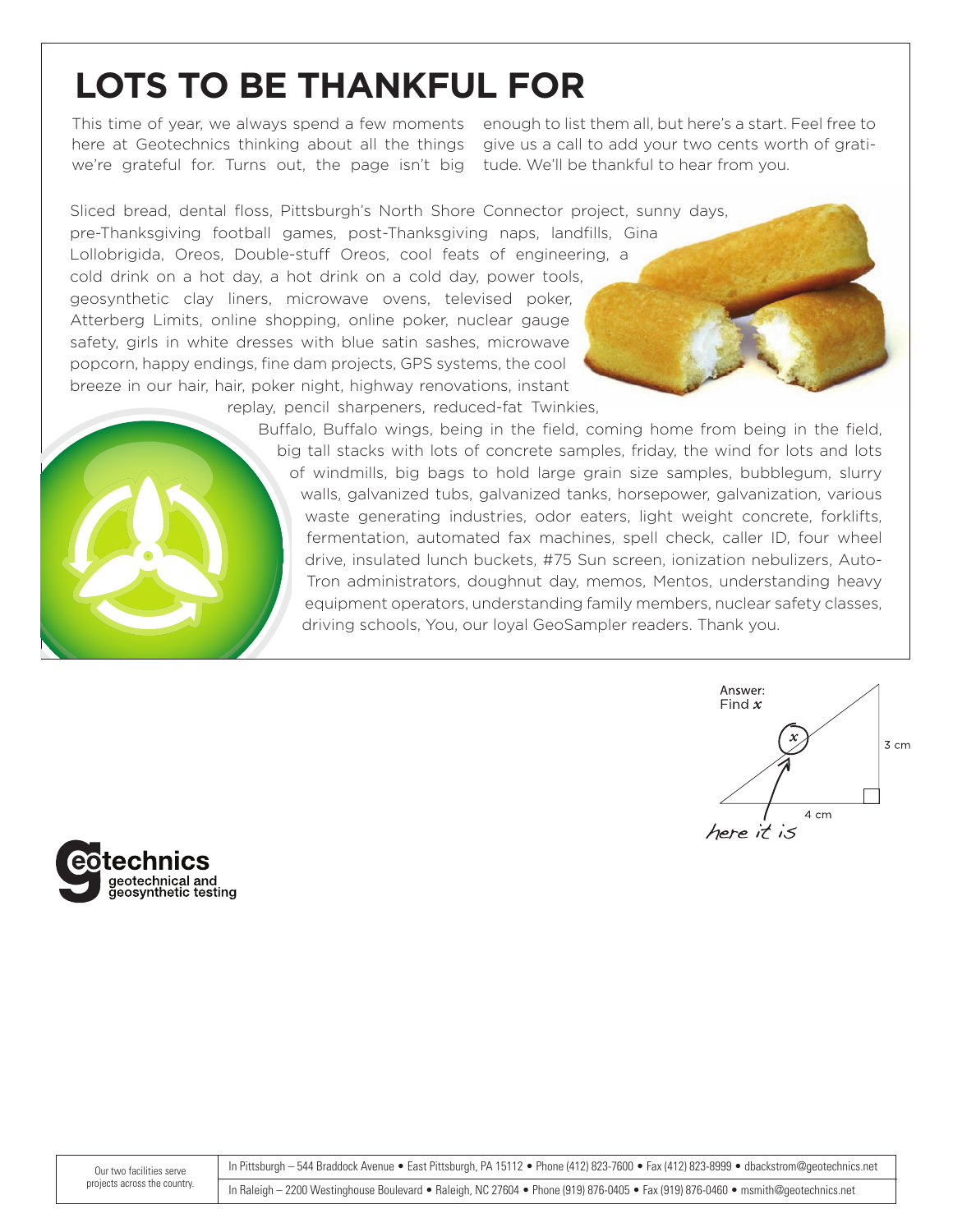# LOTS TO BE THANKFUL FOR

This time of year, we always spend a few moments here at Geotechnics thinking about all the things we're grateful for. Turns out, the page isn't big enough to list them all, but here's a start. Feel free to give us a call to add your two cents worth of gratitude. We'll be thankful to hear from you.

Sliced bread, dental floss, Pittsburgh's North Shore Connector project, sunny days, pre-Thanksgiving football games, post-Thanksgiving naps, landfills, Gina Lollobrigida, Oreos, Double-stuff Oreos, cool feats of engineering, a cold drink on a hot day, a hot drink on a cold day, power tools, geosynthetic clay liners, microwave ovens, televised poker, Atterberg Limits, online shopping, online poker, nuclear gauge safety, girls in white dresses with blue satin sashes, microwave popcorn, happy endings, fine dam projects, GPS systems, the cool breeze in our hair, hair, poker night, highway renovations, instant replay, pencil sharpeners, reduced-fat Twinkies, Buffalo, Buffalo wings, being in the field, coming home from being in the field, big tall stacks with lots of concrete samples, friday, the wind for lots and lots of windmills, big bags to hold large grain size samples, bubblegum, slurry walls, galvanized tubs, galvanized tanks, horsepower, galvanization, various waste generating industries, odor eaters, light weight concrete, forklifts, fermentation, automated fax machines, spell check, caller ID, four wheel drive, insulated lunch buckets, #75 Sun screen, ionization nebulizers, Auto-Tron administrators, doughnut day, memos, Mentos, understanding heavy equipment operators, understanding family members, nuclear safety classes, driving schools, You, our loyal GeoSampler readers. Thank you.

Answer:
Find $x$

$x$

3 cm

4 cm

here it is

geotechnics
geotechnical and geosynthetic testing

Our two facilities serve projects across the country.

In Pittsburgh – 544 Braddock Avenue • East Pittsburgh, PA 15112 • Phone (412) 823-7600 • Fax (412) 823-8999 • dbackstrom@geotechnics.net

In Raleigh – 2200 Westinghouse Boulevard • Raleigh, NC 27604 • Phone (919) 876-0405 • Fax (919) 876-0460 • msmith@geotechnics.net